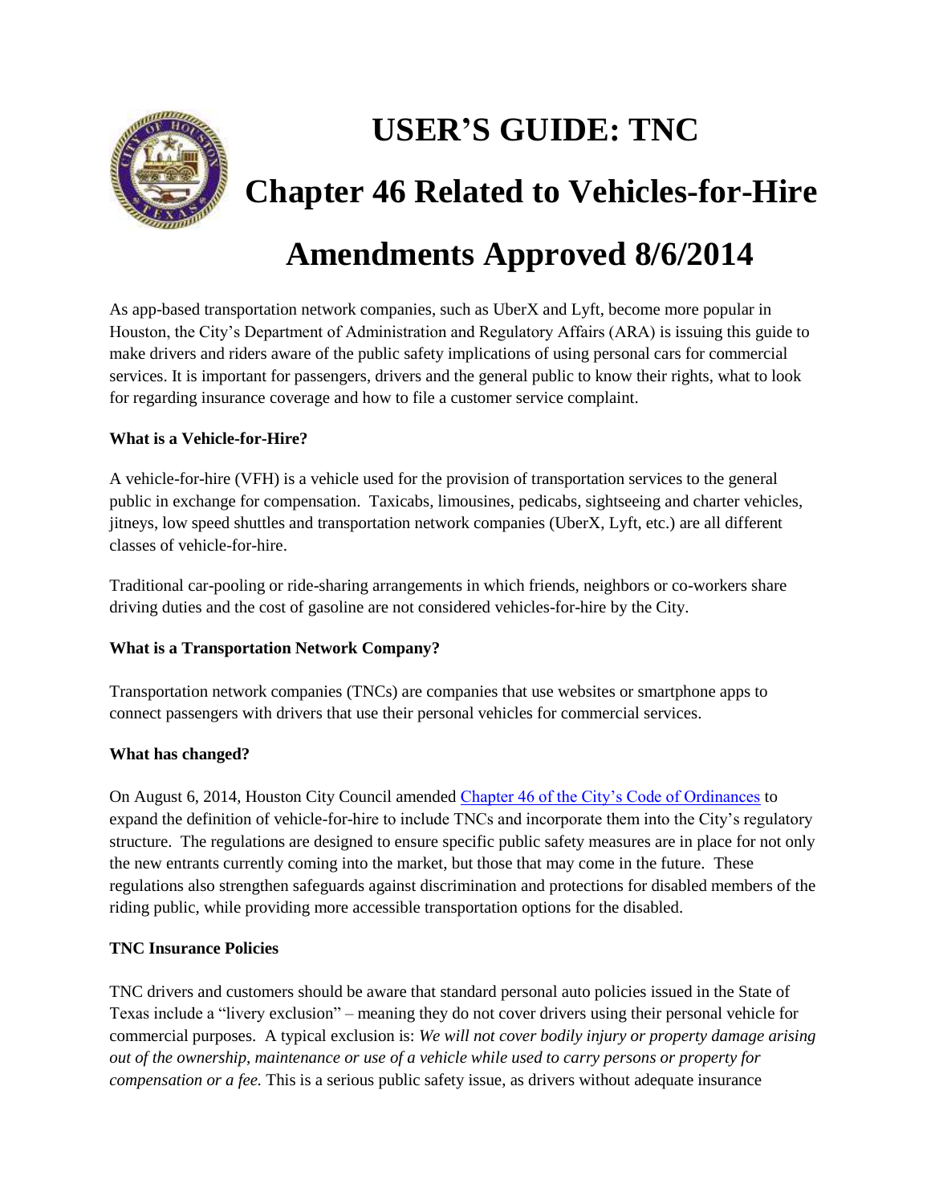# USER'S GUIDE: TNC

# Chapter 46 Related to Vehicles-for-Hire

# Amendments Approved 8/6/2014

As app-based transportation network companies, such as UberX and Lyft, become more popular in Houston, the City's Department of Administration and Regulatory Affairs (ARA) is issuing this guide to make drivers and riders aware of the public safety implications of using personal cars for commercial services. It is important for passengers, drivers and the general public to know their rights, what to look for regarding insurance coverage and how to file a customer service complaint.

**What is a Vehicle-for-Hire?**

A vehicle-for-hire (VFH) is a vehicle used for the provision of transportation services to the general public in exchange for compensation. Taxicabs, limousines, pedicabs, sightseeing and charter vehicles, jitneys, low speed shuttles and transportation network companies (UberX, Lyft, etc.) are all different classes of vehicle-for-hire.

Traditional car-pooling or ride-sharing arrangements in which friends, neighbors or co-workers share driving duties and the cost of gasoline are not considered vehicles-for-hire by the City.

**What is a Transportation Network Company?**

Transportation network companies (TNCs) are companies that use websites or smartphone apps to connect passengers with drivers that use their personal vehicles for commercial services.

**What has changed?**

On August 6, 2014, Houston City Council amended [Chapter 46 of the City's Code of Ordinances] to expand the definition of vehicle-for-hire to include TNCs and incorporate them into the City's regulatory structure. The regulations are designed to ensure specific public safety measures are in place for not only the new entrants currently coming into the market, but those that may come in the future. These regulations also strengthen safeguards against discrimination and protections for disabled members of the riding public, while providing more accessible transportation options for the disabled.

**TNC Insurance Policies**

TNC drivers and customers should be aware that standard personal auto policies issued in the State of Texas include a "livery exclusion" – meaning they do not cover drivers using their personal vehicle for commercial purposes. A typical exclusion is: *We will not cover bodily injury or property damage arising out of the ownership, maintenance or use of a vehicle while used to carry persons or property for compensation or a fee.* This is a serious public safety issue, as drivers without adequate insurance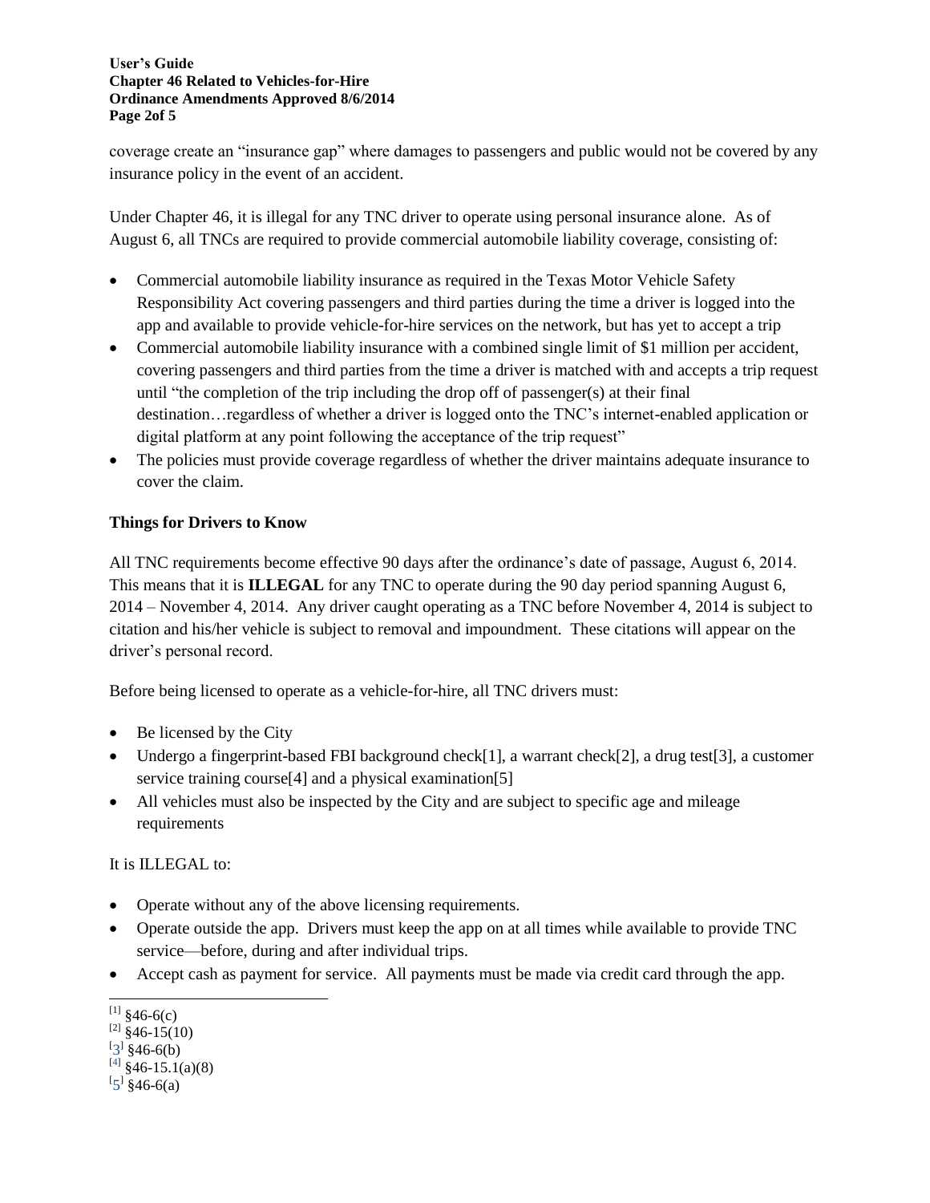coverage create an "insurance gap" where damages to passengers and public would not be covered by any insurance policy in the event of an accident.

Under Chapter 46, it is illegal for any TNC driver to operate using personal insurance alone. As of August 6, all TNCs are required to provide commercial automobile liability coverage, consisting of:

- Commercial automobile liability insurance as required in the Texas Motor Vehicle Safety Responsibility Act covering passengers and third parties during the time a driver is logged into the app and available to provide vehicle-for-hire services on the network, but has yet to accept a trip
- Commercial automobile liability insurance with a combined single limit of $1 million per accident, covering passengers and third parties from the time a driver is matched with and accepts a trip request until "the completion of the trip including the drop off of passenger(s) at their final destination…regardless of whether a driver is logged onto the TNC's internet-enabled application or digital platform at any point following the acceptance of the trip request"
- The policies must provide coverage regardless of whether the driver maintains adequate insurance to cover the claim.

### Things for Drivers to Know

All TNC requirements become effective 90 days after the ordinance's date of passage, August 6, 2014. This means that it is **ILLEGAL** for any TNC to operate during the 90 day period spanning August 6, 2014 – November 4, 2014. Any driver caught operating as a TNC before November 4, 2014 is subject to citation and his/her vehicle is subject to removal and impoundment. These citations will appear on the driver's personal record.

Before being licensed to operate as a vehicle-for-hire, all TNC drivers must:

- Be licensed by the City
- Undergo a fingerprint-based FBI background check[1], a warrant check[2], a drug test[3], a customer service training course[4] and a physical examination[5]
- All vehicles must also be inspected by the City and are subject to specific age and mileage requirements

It is ILLEGAL to:

- Operate without any of the above licensing requirements.
- Operate outside the app. Drivers must keep the app on at all times while available to provide TNC service—before, during and after individual trips.
- Accept cash as payment for service. All payments must be made via credit card through the app.

---

[1] §46-6(c)
[2] §46-15(10)
[3] §46-6(b)
[4] §46-15.1(a)(8)
[5] §46-6(a)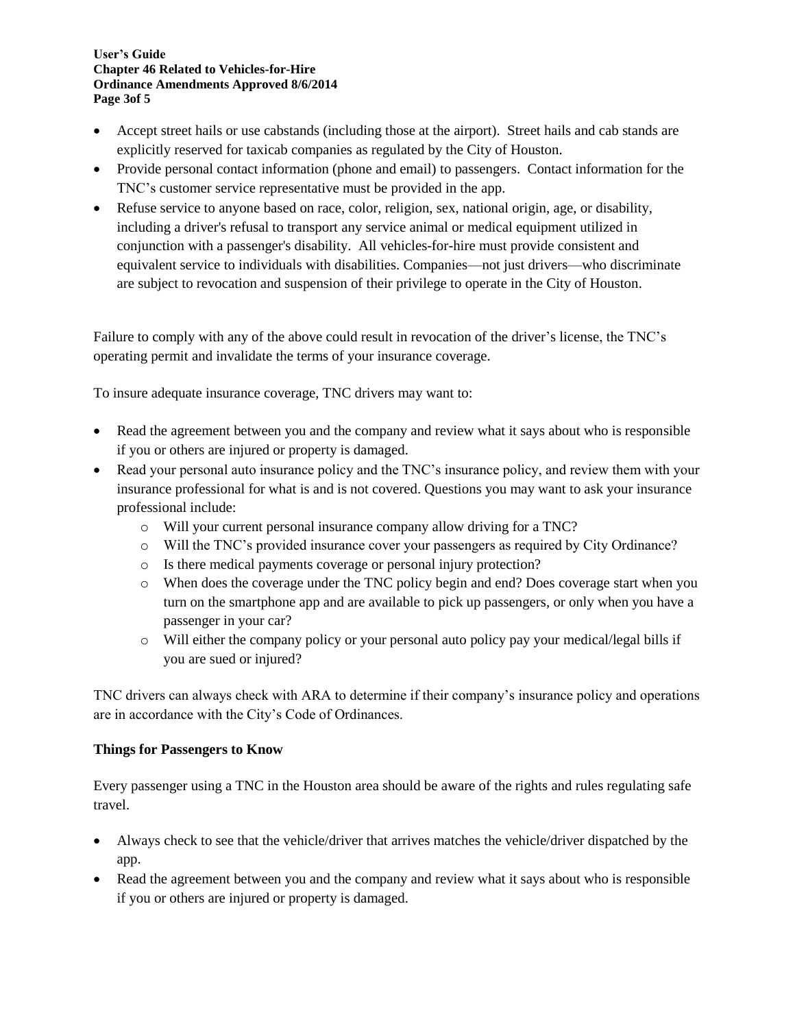- Accept street hails or use cabstands (including those at the airport). Street hails and cab stands are explicitly reserved for taxicab companies as regulated by the City of Houston.
- Provide personal contact information (phone and email) to passengers. Contact information for the TNC's customer service representative must be provided in the app.
- Refuse service to anyone based on race, color, religion, sex, national origin, age, or disability, including a driver's refusal to transport any service animal or medical equipment utilized in conjunction with a passenger's disability. All vehicles-for-hire must provide consistent and equivalent service to individuals with disabilities. Companies—not just drivers—who discriminate are subject to revocation and suspension of their privilege to operate in the City of Houston.

Failure to comply with any of the above could result in revocation of the driver's license, the TNC's operating permit and invalidate the terms of your insurance coverage.

To insure adequate insurance coverage, TNC drivers may want to:

- Read the agreement between you and the company and review what it says about who is responsible if you or others are injured or property is damaged.
- Read your personal auto insurance policy and the TNC's insurance policy, and review them with your insurance professional for what is and is not covered. Questions you may want to ask your insurance professional include:
    - Will your current personal insurance company allow driving for a TNC?
    - Will the TNC's provided insurance cover your passengers as required by City Ordinance?
    - Is there medical payments coverage or personal injury protection?
    - When does the coverage under the TNC policy begin and end? Does coverage start when you turn on the smartphone app and are available to pick up passengers, or only when you have a passenger in your car?
    - Will either the company policy or your personal auto policy pay your medical/legal bills if you are sued or injured?

TNC drivers can always check with ARA to determine if their company's insurance policy and operations are in accordance with the City's Code of Ordinances.

**Things for Passengers to Know**

Every passenger using a TNC in the Houston area should be aware of the rights and rules regulating safe travel.

- Always check to see that the vehicle/driver that arrives matches the vehicle/driver dispatched by the app.
- Read the agreement between you and the company and review what it says about who is responsible if you or others are injured or property is damaged.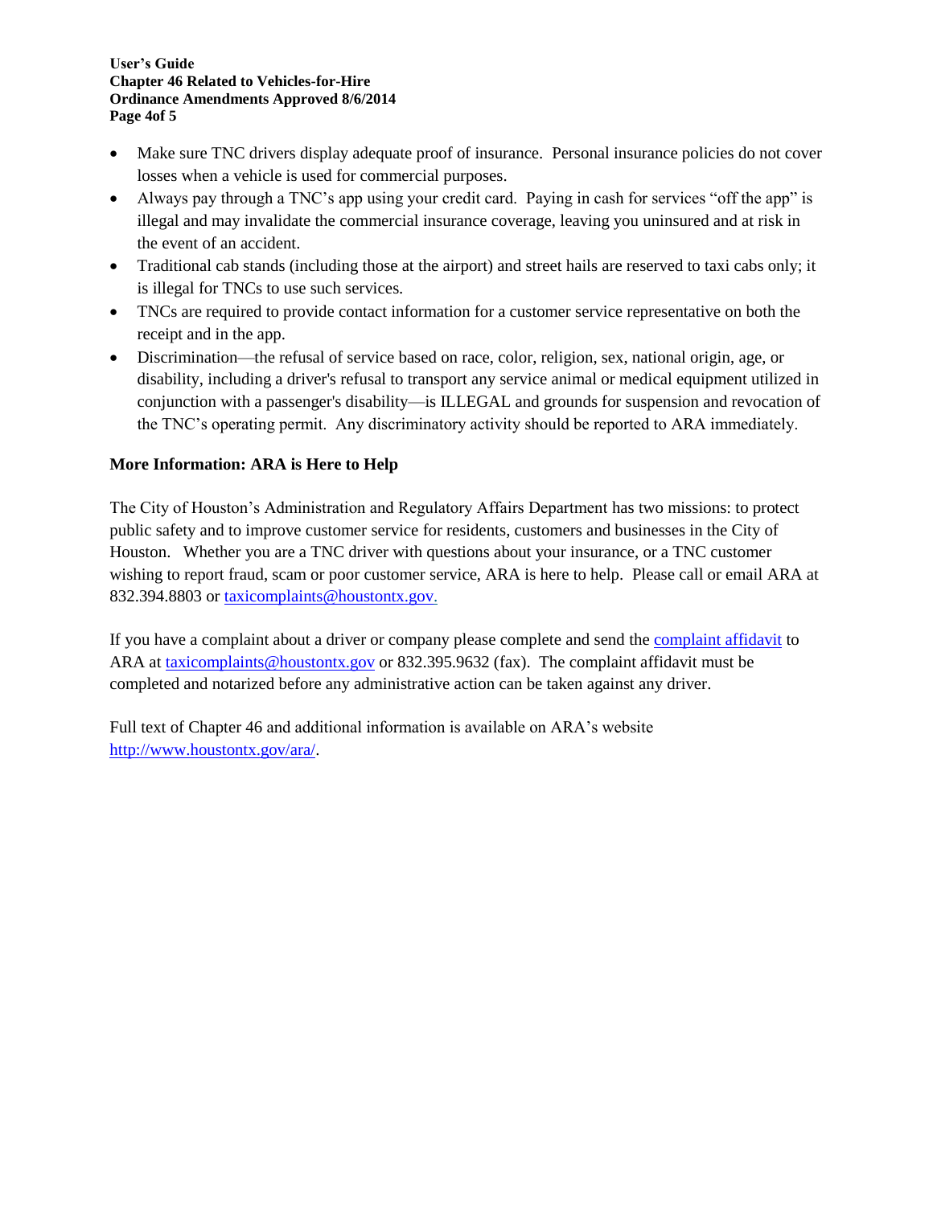- Make sure TNC drivers display adequate proof of insurance. Personal insurance policies do not cover losses when a vehicle is used for commercial purposes.
- Always pay through a TNC's app using your credit card. Paying in cash for services "off the app" is illegal and may invalidate the commercial insurance coverage, leaving you uninsured and at risk in the event of an accident.
- Traditional cab stands (including those at the airport) and street hails are reserved to taxi cabs only; it is illegal for TNCs to use such services.
- TNCs are required to provide contact information for a customer service representative on both the receipt and in the app.
- Discrimination—the refusal of service based on race, color, religion, sex, national origin, age, or disability, including a driver's refusal to transport any service animal or medical equipment utilized in conjunction with a passenger's disability—is ILLEGAL and grounds for suspension and revocation of the TNC's operating permit. Any discriminatory activity should be reported to ARA immediately.

**More Information: ARA is Here to Help**

The City of Houston's Administration and Regulatory Affairs Department has two missions: to protect public safety and to improve customer service for residents, customers and businesses in the City of Houston. Whether you are a TNC driver with questions about your insurance, or a TNC customer wishing to report fraud, scam or poor customer service, ARA is here to help. Please call or email ARA at 832.394.8803 or taxicomplaints@houstontx.gov.

If you have a complaint about a driver or company please complete and send the complaint affidavit to ARA at taxicomplaints@houstontx.gov or 832.395.9632 (fax). The complaint affidavit must be completed and notarized before any administrative action can be taken against any driver.

Full text of Chapter 46 and additional information is available on ARA's website http://www.houstontx.gov/ara/.